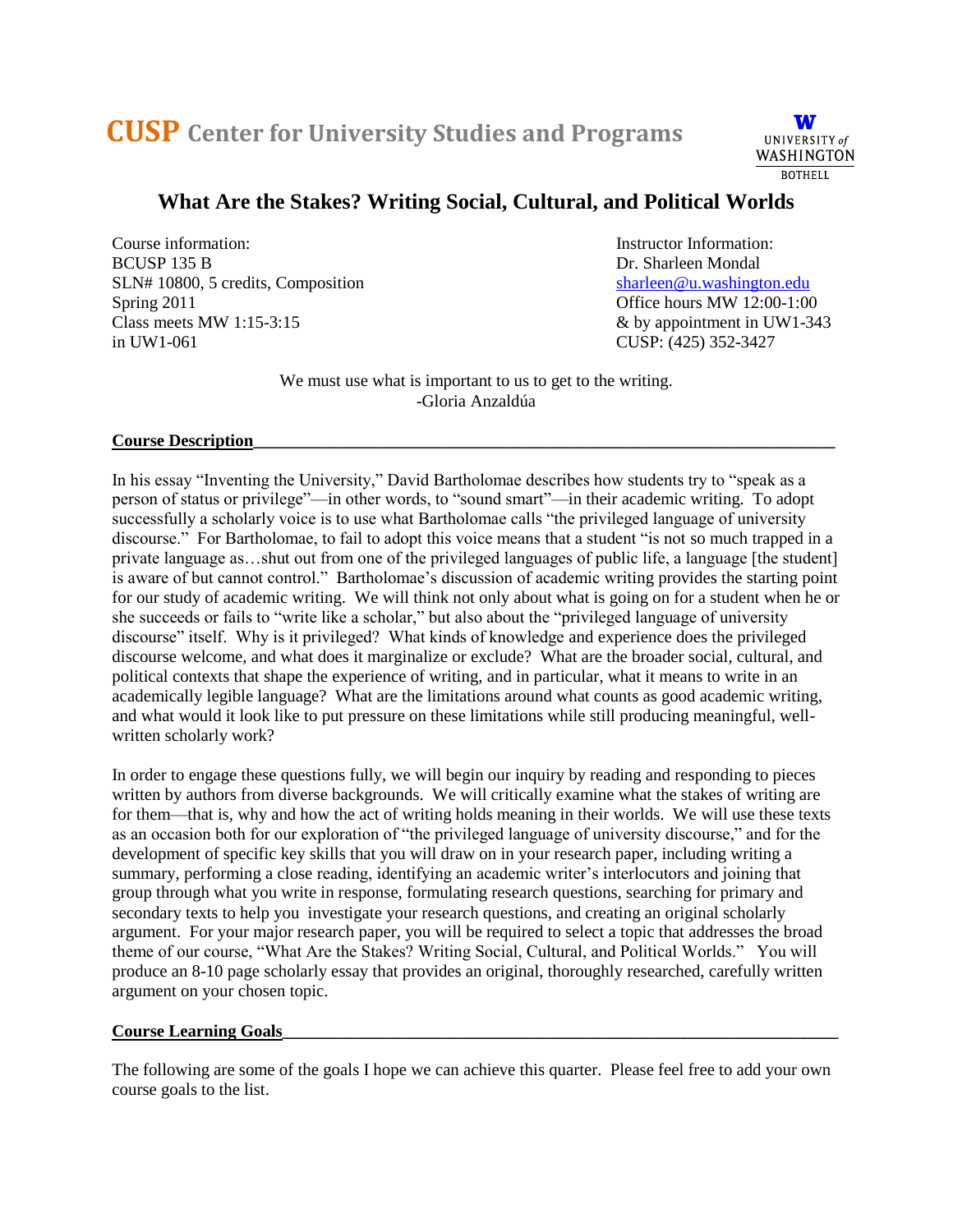**CUSP** Center for University Studies and Programs

UNIVERSITY of WASHINGTON BOTHELL

# What Are the Stakes? Writing Social, Cultural, and Political Worlds

Course information:
BCUSP 135 B
SLN# 10800, 5 credits, Composition
Spring 2011
Class meets MW 1:15-3:15
in UW1-061

Instructor Information:
Dr. Sharleen Mondal
sharleen@u.washington.edu
Office hours MW 12:00-1:00
& by appointment in UW1-343
CUSP: (425) 352-3427

We must use what is important to us to get to the writing.
-Gloria Anzaldúa

## Course Description

In his essay "Inventing the University," David Bartholomae describes how students try to "speak as a person of status or privilege"—in other words, to "sound smart"—in their academic writing. To adopt successfully a scholarly voice is to use what Bartholomae calls "the privileged language of university discourse." For Bartholomae, to fail to adopt this voice means that a student "is not so much trapped in a private language as…shut out from one of the privileged languages of public life, a language [the student] is aware of but cannot control." Bartholomae's discussion of academic writing provides the starting point for our study of academic writing. We will think not only about what is going on for a student when he or she succeeds or fails to "write like a scholar," but also about the "privileged language of university discourse" itself. Why is it privileged? What kinds of knowledge and experience does the privileged discourse welcome, and what does it marginalize or exclude? What are the broader social, cultural, and political contexts that shape the experience of writing, and in particular, what it means to write in an academically legible language? What are the limitations around what counts as good academic writing, and what would it look like to put pressure on these limitations while still producing meaningful, well-written scholarly work?

In order to engage these questions fully, we will begin our inquiry by reading and responding to pieces written by authors from diverse backgrounds. We will critically examine what the stakes of writing are for them—that is, why and how the act of writing holds meaning in their worlds. We will use these texts as an occasion both for our exploration of "the privileged language of university discourse," and for the development of specific key skills that you will draw on in your research paper, including writing a summary, performing a close reading, identifying an academic writer's interlocutors and joining that group through what you write in response, formulating research questions, searching for primary and secondary texts to help you investigate your research questions, and creating an original scholarly argument. For your major research paper, you will be required to select a topic that addresses the broad theme of our course, "What Are the Stakes? Writing Social, Cultural, and Political Worlds." You will produce an 8-10 page scholarly essay that provides an original, thoroughly researched, carefully written argument on your chosen topic.

## Course Learning Goals

The following are some of the goals I hope we can achieve this quarter. Please feel free to add your own course goals to the list.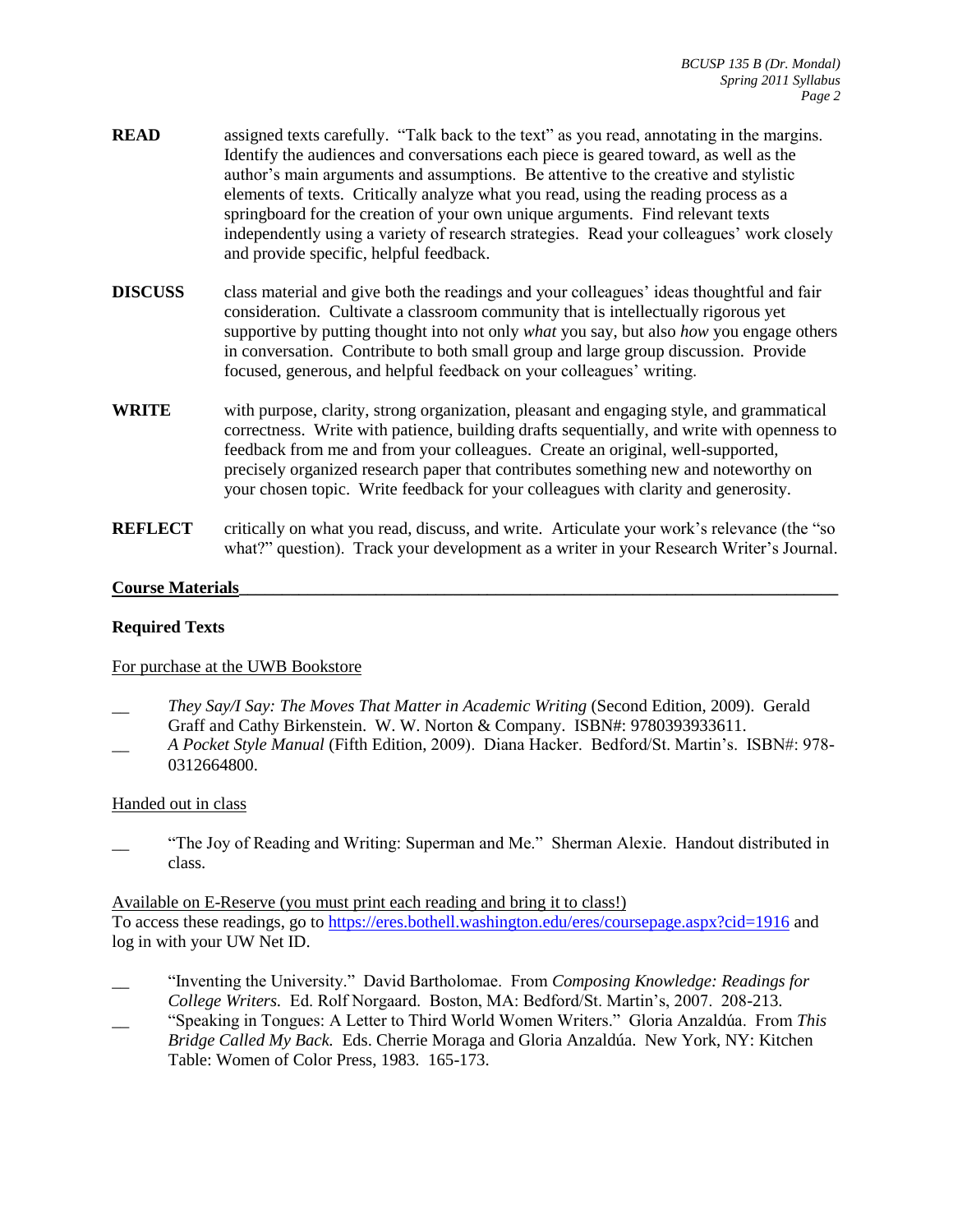**READ** assigned texts carefully. "Talk back to the text" as you read, annotating in the margins. Identify the audiences and conversations each piece is geared toward, as well as the author's main arguments and assumptions. Be attentive to the creative and stylistic elements of texts. Critically analyze what you read, using the reading process as a springboard for the creation of your own unique arguments. Find relevant texts independently using a variety of research strategies. Read your colleagues' work closely and provide specific, helpful feedback.

**DISCUSS** class material and give both the readings and your colleagues' ideas thoughtful and fair consideration. Cultivate a classroom community that is intellectually rigorous yet supportive by putting thought into not only *what* you say, but also *how* you engage others in conversation. Contribute to both small group and large group discussion. Provide focused, generous, and helpful feedback on your colleagues' writing.

**WRITE** with purpose, clarity, strong organization, pleasant and engaging style, and grammatical correctness. Write with patience, building drafts sequentially, and write with openness to feedback from me and from your colleagues. Create an original, well-supported, precisely organized research paper that contributes something new and noteworthy on your chosen topic. Write feedback for your colleagues with clarity and generosity.

**REFLECT** critically on what you read, discuss, and write. Articulate your work's relevance (the "so what?" question). Track your development as a writer in your Research Writer's Journal.

## Course Materials

### Required Texts

For purchase at the UWB Bookstore

- __ *They Say/I Say: The Moves That Matter in Academic Writing* (Second Edition, 2009). Gerald Graff and Cathy Birkenstein. W. W. Norton & Company. ISBN#: 9780393933611.
- __ *A Pocket Style Manual* (Fifth Edition, 2009). Diana Hacker. Bedford/St. Martin's. ISBN#: 978-0312664800.

Handed out in class

- __ "The Joy of Reading and Writing: Superman and Me." Sherman Alexie. Handout distributed in class.

Available on E-Reserve (you must print each reading and bring it to class!)
To access these readings, go to https://eres.bothell.washington.edu/eres/coursepage.aspx?cid=1916 and log in with your UW Net ID.

- __ "Inventing the University." David Bartholomae. From *Composing Knowledge: Readings for College Writers.* Ed. Rolf Norgaard. Boston, MA: Bedford/St. Martin's, 2007. 208-213.
- __ "Speaking in Tongues: A Letter to Third World Women Writers." Gloria Anzaldúa. From *This Bridge Called My Back.* Eds. Cherrie Moraga and Gloria Anzaldúa. New York, NY: Kitchen Table: Women of Color Press, 1983. 165-173.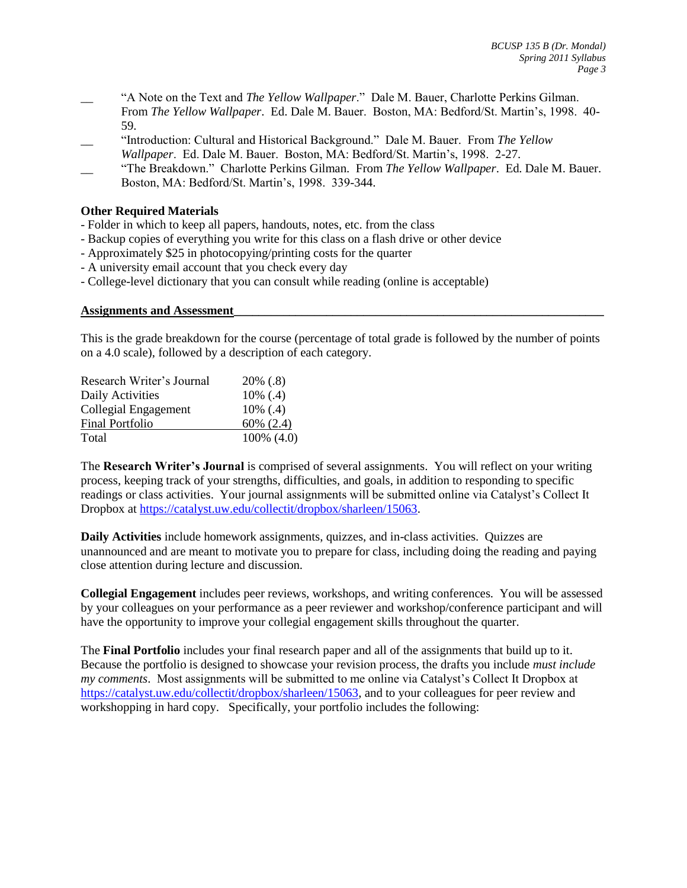- __ "A Note on the Text and *The Yellow Wallpaper*." Dale M. Bauer, Charlotte Perkins Gilman. From *The Yellow Wallpaper*. Ed. Dale M. Bauer. Boston, MA: Bedford/St. Martin's, 1998. 40-59.
- __ "Introduction: Cultural and Historical Background." Dale M. Bauer. From *The Yellow Wallpaper*. Ed. Dale M. Bauer. Boston, MA: Bedford/St. Martin's, 1998. 2-27.
- __ "The Breakdown." Charlotte Perkins Gilman. From *The Yellow Wallpaper*. Ed. Dale M. Bauer. Boston, MA: Bedford/St. Martin's, 1998. 339-344.

**Other Required Materials**

- Folder in which to keep all papers, handouts, notes, etc. from the class
- Backup copies of everything you write for this class on a flash drive or other device
- Approximately $25 in photocopying/printing costs for the quarter
- A university email account that you check every day
- College-level dictionary that you can consult while reading (online is acceptable)

## Assignments and Assessment

This is the grade breakdown for the course (percentage of total grade is followed by the number of points on a 4.0 scale), followed by a description of each category.

| Category | Weight |
|---|---|
| Research Writer's Journal | 20% (.8) |
| Daily Activities | 10% (.4) |
| Collegial Engagement | 10% (.4) |
| Final Portfolio | 60% (2.4) |
| Total | 100% (4.0) |

The **Research Writer's Journal** is comprised of several assignments. You will reflect on your writing process, keeping track of your strengths, difficulties, and goals, in addition to responding to specific readings or class activities. Your journal assignments will be submitted online via Catalyst's Collect It Dropbox at https://catalyst.uw.edu/collectit/dropbox/sharleen/15063.

**Daily Activities** include homework assignments, quizzes, and in-class activities. Quizzes are unannounced and are meant to motivate you to prepare for class, including doing the reading and paying close attention during lecture and discussion.

**Collegial Engagement** includes peer reviews, workshops, and writing conferences. You will be assessed by your colleagues on your performance as a peer reviewer and workshop/conference participant and will have the opportunity to improve your collegial engagement skills throughout the quarter.

The **Final Portfolio** includes your final research paper and all of the assignments that build up to it. Because the portfolio is designed to showcase your revision process, the drafts you include *must include my comments*. Most assignments will be submitted to me online via Catalyst's Collect It Dropbox at https://catalyst.uw.edu/collectit/dropbox/sharleen/15063, and to your colleagues for peer review and workshopping in hard copy. Specifically, your portfolio includes the following: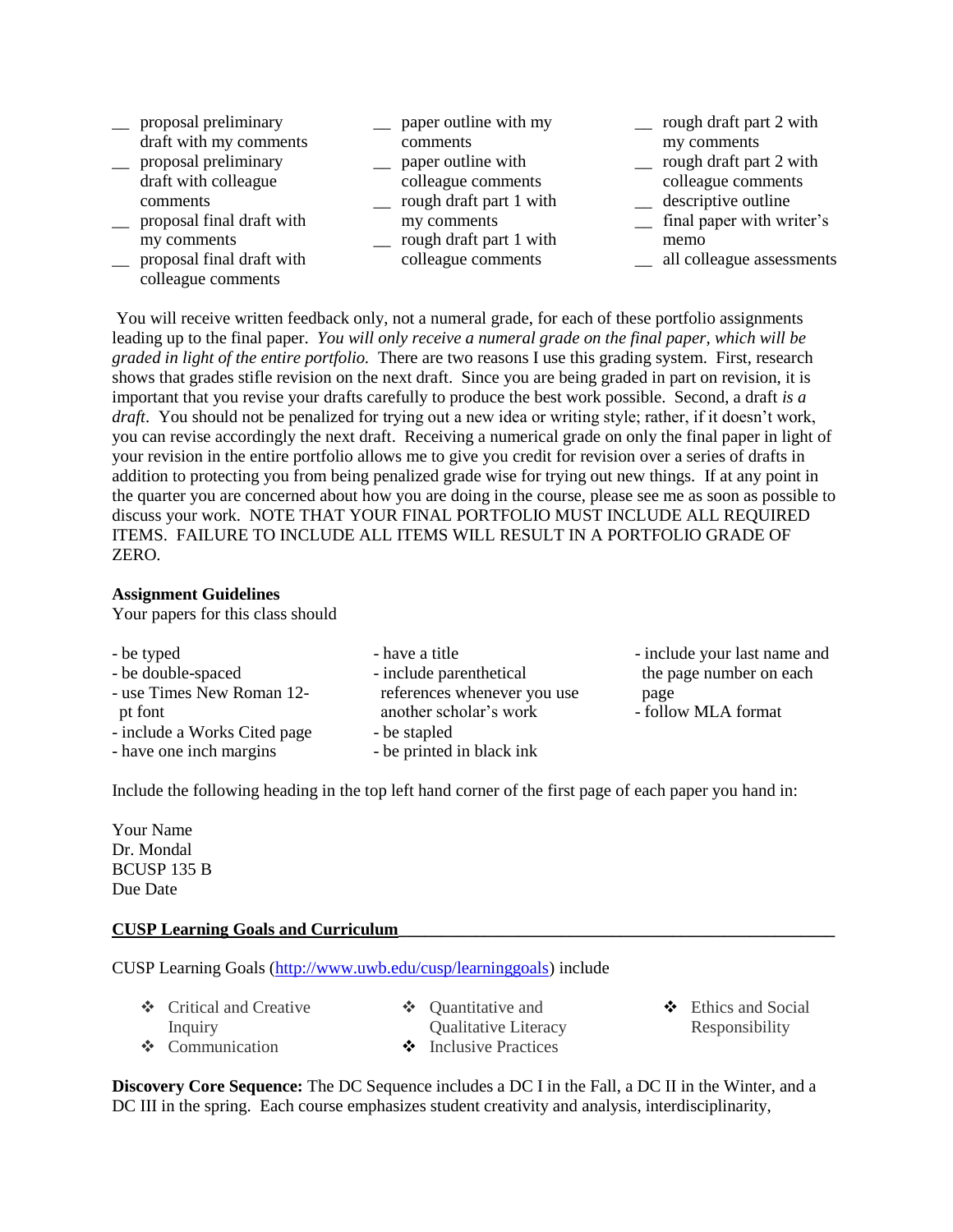- __ proposal preliminary draft with my comments
- __ proposal preliminary draft with colleague comments
- __ proposal final draft with my comments
- __ proposal final draft with colleague comments
- __ paper outline with my comments
- __ paper outline with colleague comments
- __ rough draft part 1 with my comments
- __ rough draft part 1 with colleague comments
- __ rough draft part 2 with my comments
- __ rough draft part 2 with colleague comments
- __ descriptive outline
- __ final paper with writer's memo
- __ all colleague assessments

You will receive written feedback only, not a numeral grade, for each of these portfolio assignments leading up to the final paper. *You will only receive a numeral grade on the final paper, which will be graded in light of the entire portfolio.* There are two reasons I use this grading system. First, research shows that grades stifle revision on the next draft. Since you are being graded in part on revision, it is important that you revise your drafts carefully to produce the best work possible. Second, a draft *is a draft*. You should not be penalized for trying out a new idea or writing style; rather, if it doesn't work, you can revise accordingly the next draft. Receiving a numerical grade on only the final paper in light of your revision in the entire portfolio allows me to give you credit for revision over a series of drafts in addition to protecting you from being penalized grade wise for trying out new things. If at any point in the quarter you are concerned about how you are doing in the course, please see me as soon as possible to discuss your work. NOTE THAT YOUR FINAL PORTFOLIO MUST INCLUDE ALL REQUIRED ITEMS. FAILURE TO INCLUDE ALL ITEMS WILL RESULT IN A PORTFOLIO GRADE OF ZERO.

**Assignment Guidelines**

Your papers for this class should

- be typed
- be double-spaced
- use Times New Roman 12-pt font
- include a Works Cited page
- have one inch margins
- have a title
- include parenthetical references whenever you use another scholar's work
- be stapled
- be printed in black ink
- include your last name and the page number on each page
- follow MLA format

Include the following heading in the top left hand corner of the first page of each paper you hand in:

Your Name
Dr. Mondal
BCUSP 135 B
Due Date

## CUSP Learning Goals and Curriculum

CUSP Learning Goals (http://www.uwb.edu/cusp/learninggoals) include

- ❖ Critical and Creative Inquiry
- ❖ Communication
- ❖ Quantitative and Qualitative Literacy
- ❖ Inclusive Practices
- ❖ Ethics and Social Responsibility

**Discovery Core Sequence:** The DC Sequence includes a DC I in the Fall, a DC II in the Winter, and a DC III in the spring. Each course emphasizes student creativity and analysis, interdisciplinarity,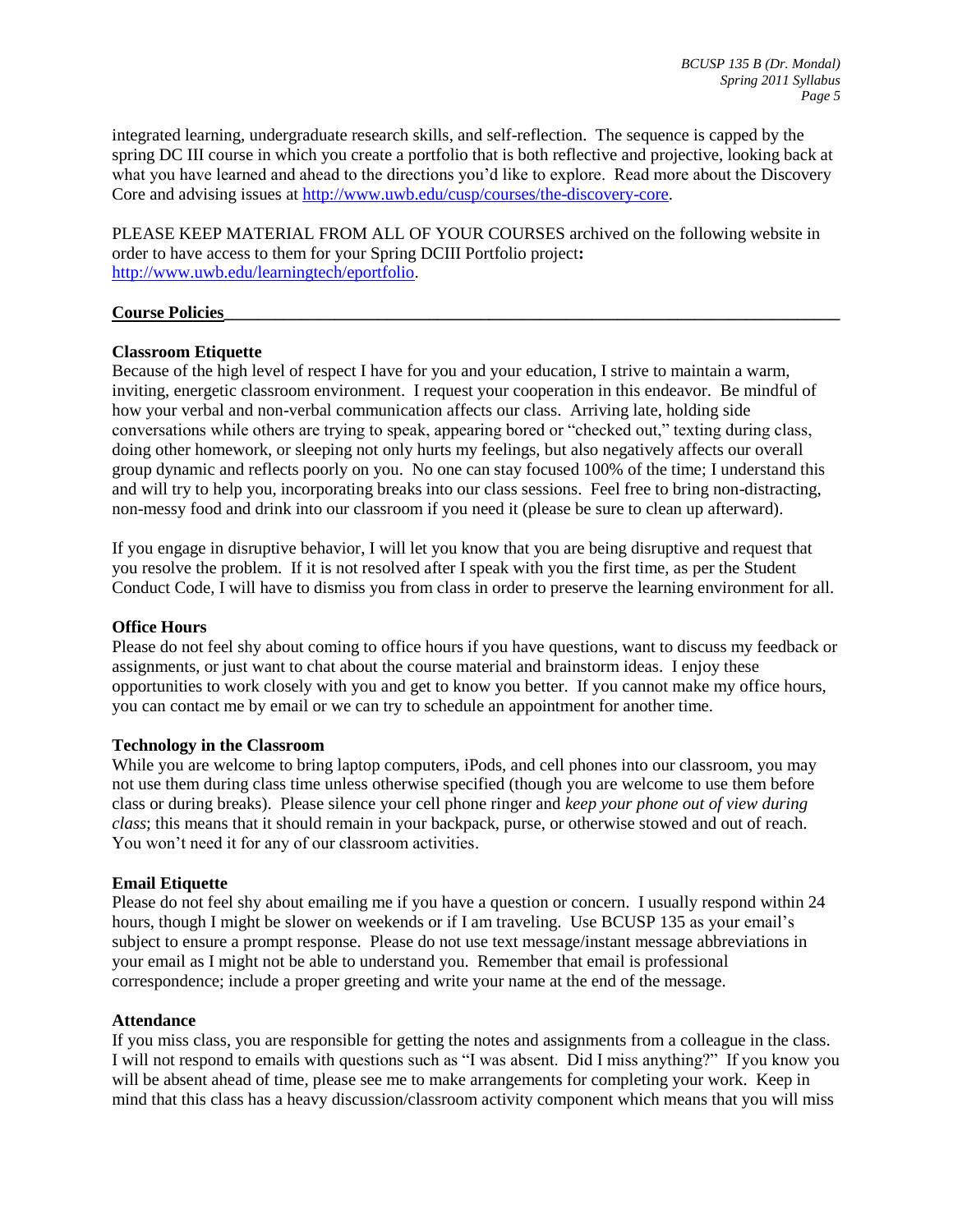integrated learning, undergraduate research skills, and self-reflection. The sequence is capped by the spring DC III course in which you create a portfolio that is both reflective and projective, looking back at what you have learned and ahead to the directions you'd like to explore. Read more about the Discovery Core and advising issues at [http://www.uwb.edu/cusp/courses/the-discovery-core](http://www.uwb.edu/cusp/courses/the-discovery-core).

PLEASE KEEP MATERIAL FROM ALL OF YOUR COURSES archived on the following website in order to have access to them for your Spring DCIII Portfolio project**:** [http://www.uwb.edu/learningtech/eportfolio](http://www.uwb.edu/learningtech/eportfolio).

## Course Policies

### Classroom Etiquette

Because of the high level of respect I have for you and your education, I strive to maintain a warm, inviting, energetic classroom environment. I request your cooperation in this endeavor. Be mindful of how your verbal and non-verbal communication affects our class. Arriving late, holding side conversations while others are trying to speak, appearing bored or "checked out," texting during class, doing other homework, or sleeping not only hurts my feelings, but also negatively affects our overall group dynamic and reflects poorly on you. No one can stay focused 100% of the time; I understand this and will try to help you, incorporating breaks into our class sessions. Feel free to bring non-distracting, non-messy food and drink into our classroom if you need it (please be sure to clean up afterward).

If you engage in disruptive behavior, I will let you know that you are being disruptive and request that you resolve the problem. If it is not resolved after I speak with you the first time, as per the Student Conduct Code, I will have to dismiss you from class in order to preserve the learning environment for all.

### Office Hours

Please do not feel shy about coming to office hours if you have questions, want to discuss my feedback or assignments, or just want to chat about the course material and brainstorm ideas. I enjoy these opportunities to work closely with you and get to know you better. If you cannot make my office hours, you can contact me by email or we can try to schedule an appointment for another time.

### Technology in the Classroom

While you are welcome to bring laptop computers, iPods, and cell phones into our classroom, you may not use them during class time unless otherwise specified (though you are welcome to use them before class or during breaks). Please silence your cell phone ringer and *keep your phone out of view during class*; this means that it should remain in your backpack, purse, or otherwise stowed and out of reach. You won't need it for any of our classroom activities.

### Email Etiquette

Please do not feel shy about emailing me if you have a question or concern. I usually respond within 24 hours, though I might be slower on weekends or if I am traveling. Use BCUSP 135 as your email's subject to ensure a prompt response. Please do not use text message/instant message abbreviations in your email as I might not be able to understand you. Remember that email is professional correspondence; include a proper greeting and write your name at the end of the message.

### Attendance

If you miss class, you are responsible for getting the notes and assignments from a colleague in the class. I will not respond to emails with questions such as "I was absent. Did I miss anything?" If you know you will be absent ahead of time, please see me to make arrangements for completing your work. Keep in mind that this class has a heavy discussion/classroom activity component which means that you will miss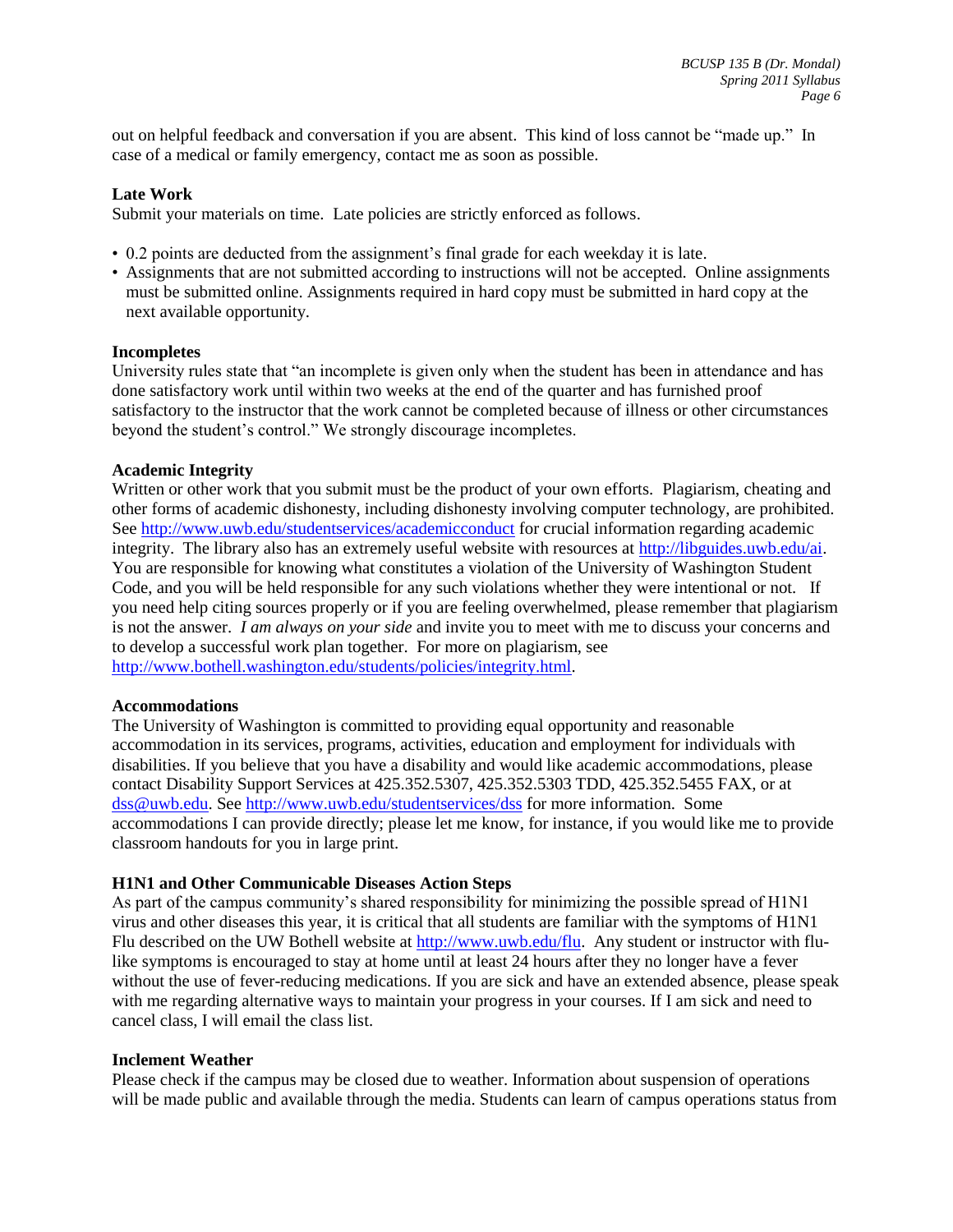out on helpful feedback and conversation if you are absent. This kind of loss cannot be "made up." In case of a medical or family emergency, contact me as soon as possible.

**Late Work**

Submit your materials on time. Late policies are strictly enforced as follows.

- 0.2 points are deducted from the assignment's final grade for each weekday it is late.
- Assignments that are not submitted according to instructions will not be accepted. Online assignments must be submitted online. Assignments required in hard copy must be submitted in hard copy at the next available opportunity.

**Incompletes**

University rules state that "an incomplete is given only when the student has been in attendance and has done satisfactory work until within two weeks at the end of the quarter and has furnished proof satisfactory to the instructor that the work cannot be completed because of illness or other circumstances beyond the student's control." We strongly discourage incompletes.

**Academic Integrity**

Written or other work that you submit must be the product of your own efforts. Plagiarism, cheating and other forms of academic dishonesty, including dishonesty involving computer technology, are prohibited. See [http://www.uwb.edu/studentservices/academicconduct](http://www.uwb.edu/studentservices/academicconduct) for crucial information regarding academic integrity. The library also has an extremely useful website with resources at [http://libguides.uwb.edu/ai](http://libguides.uwb.edu/ai). You are responsible for knowing what constitutes a violation of the University of Washington Student Code, and you will be held responsible for any such violations whether they were intentional or not. If you need help citing sources properly or if you are feeling overwhelmed, please remember that plagiarism is not the answer. *I am always on your side* and invite you to meet with me to discuss your concerns and to develop a successful work plan together. For more on plagiarism, see [http://www.bothell.washington.edu/students/policies/integrity.html](http://www.bothell.washington.edu/students/policies/integrity.html).

**Accommodations**

The University of Washington is committed to providing equal opportunity and reasonable accommodation in its services, programs, activities, education and employment for individuals with disabilities. If you believe that you have a disability and would like academic accommodations, please contact Disability Support Services at 425.352.5307, 425.352.5303 TDD, 425.352.5455 FAX, or at [dss@uwb.edu](mailto:dss@uwb.edu). See [http://www.uwb.edu/studentservices/dss](http://www.uwb.edu/studentservices/dss) for more information. Some accommodations I can provide directly; please let me know, for instance, if you would like me to provide classroom handouts for you in large print.

**H1N1 and Other Communicable Diseases Action Steps**

As part of the campus community's shared responsibility for minimizing the possible spread of H1N1 virus and other diseases this year, it is critical that all students are familiar with the symptoms of H1N1 Flu described on the UW Bothell website at [http://www.uwb.edu/flu](http://www.uwb.edu/flu). Any student or instructor with flu-like symptoms is encouraged to stay at home until at least 24 hours after they no longer have a fever without the use of fever-reducing medications. If you are sick and have an extended absence, please speak with me regarding alternative ways to maintain your progress in your courses. If I am sick and need to cancel class, I will email the class list.

**Inclement Weather**

Please check if the campus may be closed due to weather. Information about suspension of operations will be made public and available through the media. Students can learn of campus operations status from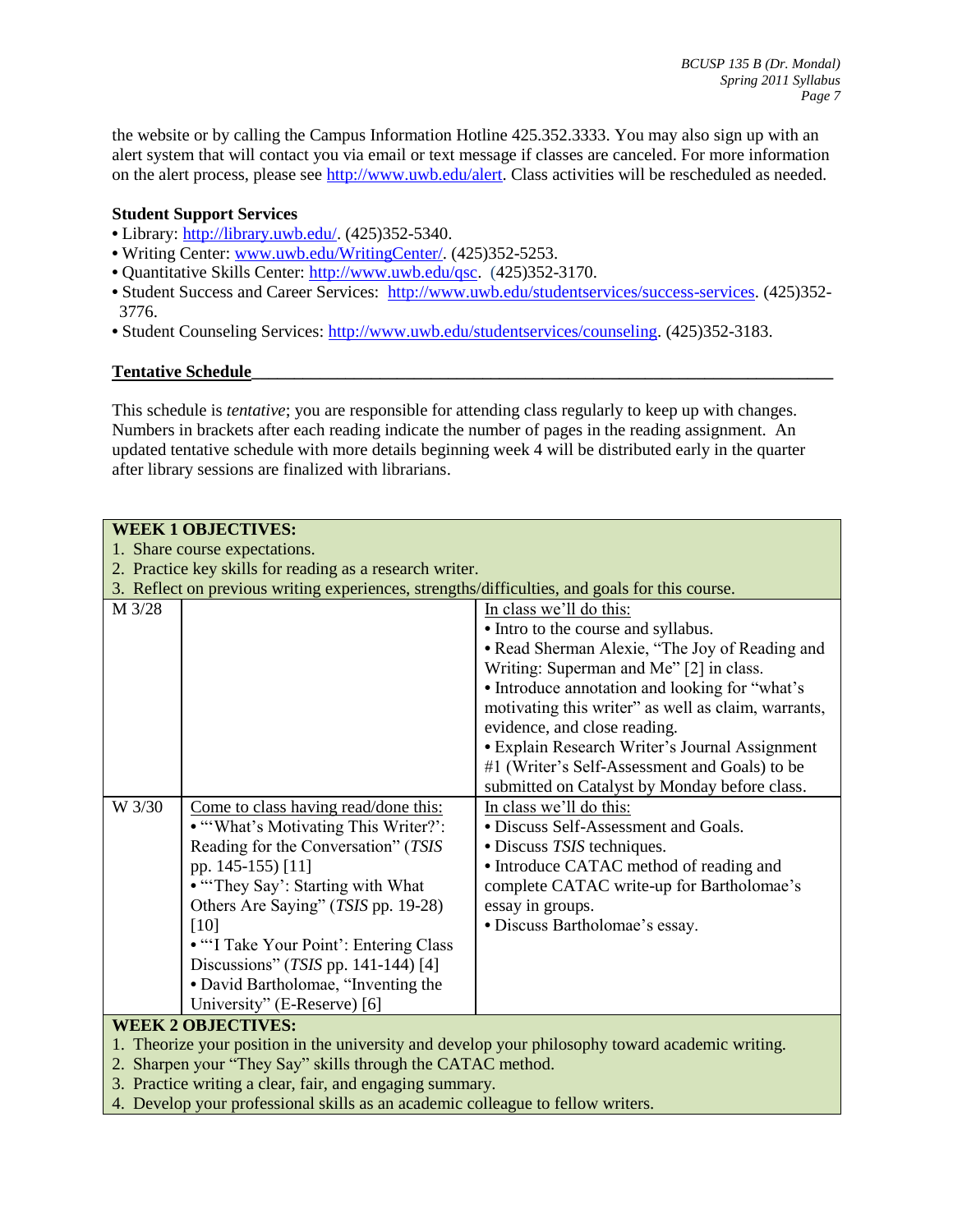the website or by calling the Campus Information Hotline 425.352.3333. You may also sign up with an alert system that will contact you via email or text message if classes are canceled. For more information on the alert process, please see http://www.uwb.edu/alert. Class activities will be rescheduled as needed.

**Student Support Services**

- Library: http://library.uwb.edu/. (425)352-5340.
- Writing Center: www.uwb.edu/WritingCenter/. (425)352-5253.
- Quantitative Skills Center: http://www.uwb.edu/qsc. (425)352-3170.
- Student Success and Career Services: http://www.uwb.edu/studentservices/success-services. (425)352-3776.
- Student Counseling Services: http://www.uwb.edu/studentservices/counseling. (425)352-3183.

**Tentative Schedule**

This schedule is *tentative*; you are responsible for attending class regularly to keep up with changes. Numbers in brackets after each reading indicate the number of pages in the reading assignment. An updated tentative schedule with more details beginning week 4 will be distributed early in the quarter after library sessions are finalized with librarians.

| **WEEK 1 OBJECTIVES:**<br>1. Share course expectations.<br>2. Practice key skills for reading as a research writer.<br>3. Reflect on previous writing experiences, strengths/difficulties, and goals for this course. | | |
|---|---|---|
| M 3/28 | | In class we'll do this:<br>• Intro to the course and syllabus.<br>• Read Sherman Alexie, "The Joy of Reading and Writing: Superman and Me" [2] in class.<br>• Introduce annotation and looking for "what's motivating this writer" as well as claim, warrants, evidence, and close reading.<br>• Explain Research Writer's Journal Assignment #1 (Writer's Self-Assessment and Goals) to be submitted on Catalyst by Monday before class. |
| W 3/30 | Come to class having read/done this:<br>• "'What's Motivating This Writer?': Reading for the Conversation" (*TSIS* pp. 145-155) [11]<br>• "'They Say': Starting with What Others Are Saying" (*TSIS* pp. 19-28) [10]<br>• "'I Take Your Point': Entering Class Discussions" (*TSIS* pp. 141-144) [4]<br>• David Bartholomae, "Inventing the University" (E-Reserve) [6] | In class we'll do this:<br>• Discuss Self-Assessment and Goals.<br>• Discuss *TSIS* techniques.<br>• Introduce CATAC method of reading and complete CATAC write-up for Bartholomae's essay in groups.<br>• Discuss Bartholomae's essay. |
| **WEEK 2 OBJECTIVES:**<br>1. Theorize your position in the university and develop your philosophy toward academic writing.<br>2. Sharpen your "They Say" skills through the CATAC method.<br>3. Practice writing a clear, fair, and engaging summary.<br>4. Develop your professional skills as an academic colleague to fellow writers. | | |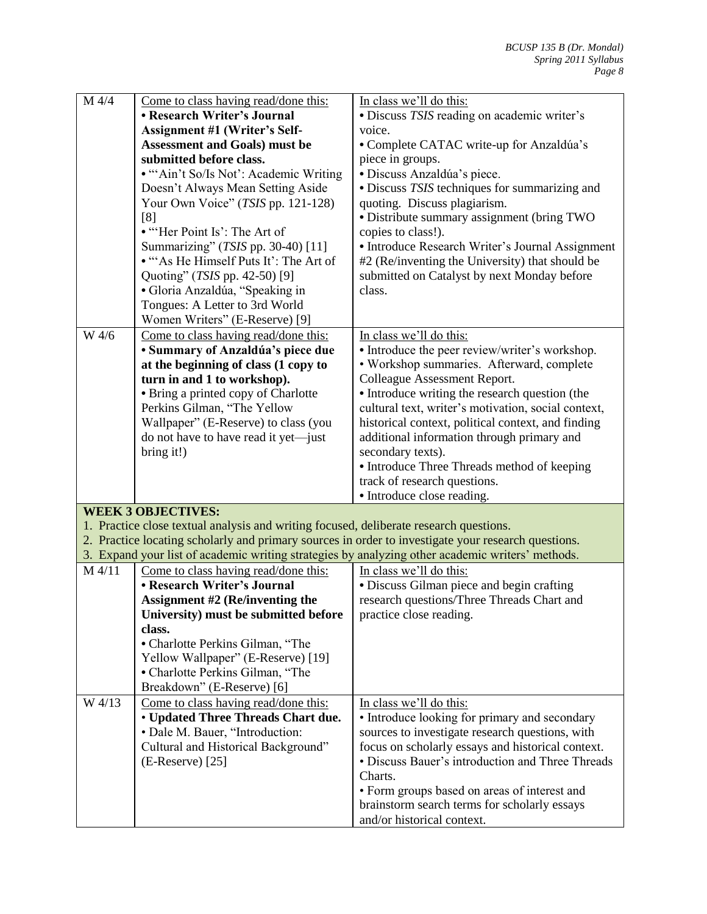| | | |
|---|---|---|
| M 4/4 | Come to class having read/done this:<br>• **Research Writer's Journal Assignment #1 (Writer's Self-Assessment and Goals) must be submitted before class.**<br>• "'Ain't So/Is Not': Academic Writing Doesn't Always Mean Setting Aside Your Own Voice" (*TSIS* pp. 121-128) [8]<br>• "'Her Point Is': The Art of Summarizing" (*TSIS* pp. 30-40) [11]<br>• "'As He Himself Puts It': The Art of Quoting" (*TSIS* pp. 42-50) [9]<br>• Gloria Anzaldúa, "Speaking in Tongues: A Letter to 3rd World Women Writers" (E-Reserve) [9] | In class we'll do this:<br>• Discuss *TSIS* reading on academic writer's voice.<br>• Complete CATAC write-up for Anzaldúa's piece in groups.<br>• Discuss Anzaldúa's piece.<br>• Discuss *TSIS* techniques for summarizing and quoting. Discuss plagiarism.<br>• Distribute summary assignment (bring TWO copies to class!).<br>• Introduce Research Writer's Journal Assignment #2 (Re/inventing the University) that should be submitted on Catalyst by next Monday before class. |
| W 4/6 | Come to class having read/done this:<br>• **Summary of Anzaldúa's piece due at the beginning of class (1 copy to turn in and 1 to workshop).**<br>• Bring a printed copy of Charlotte Perkins Gilman, "The Yellow Wallpaper" (E-Reserve) to class (you do not have to have read it yet—just bring it!) | In class we'll do this:<br>• Introduce the peer review/writer's workshop.<br>• Workshop summaries. Afterward, complete Colleague Assessment Report.<br>• Introduce writing the research question (the cultural text, writer's motivation, social context, historical context, political context, and finding additional information through primary and secondary texts).<br>• Introduce Three Threads method of keeping track of research questions.<br>• Introduce close reading. |
| **WEEK 3 OBJECTIVES:**<br>1. Practice close textual analysis and writing focused, deliberate research questions.<br>2. Practice locating scholarly and primary sources in order to investigate your research questions.<br>3. Expand your list of academic writing strategies by analyzing other academic writers' methods. | | |
| M 4/11 | Come to class having read/done this:<br>• **Research Writer's Journal Assignment #2 (Re/inventing the University) must be submitted before class.**<br>• Charlotte Perkins Gilman, "The Yellow Wallpaper" (E-Reserve) [19]<br>• Charlotte Perkins Gilman, "The Breakdown" (E-Reserve) [6] | In class we'll do this:<br>• Discuss Gilman piece and begin crafting research questions/Three Threads Chart and practice close reading. |
| W 4/13 | Come to class having read/done this:<br>• **Updated Three Threads Chart due.**<br>• Dale M. Bauer, "Introduction: Cultural and Historical Background" (E-Reserve) [25] | In class we'll do this:<br>• Introduce looking for primary and secondary sources to investigate research questions, with focus on scholarly essays and historical context.<br>• Discuss Bauer's introduction and Three Threads Charts.<br>• Form groups based on areas of interest and brainstorm search terms for scholarly essays and/or historical context. |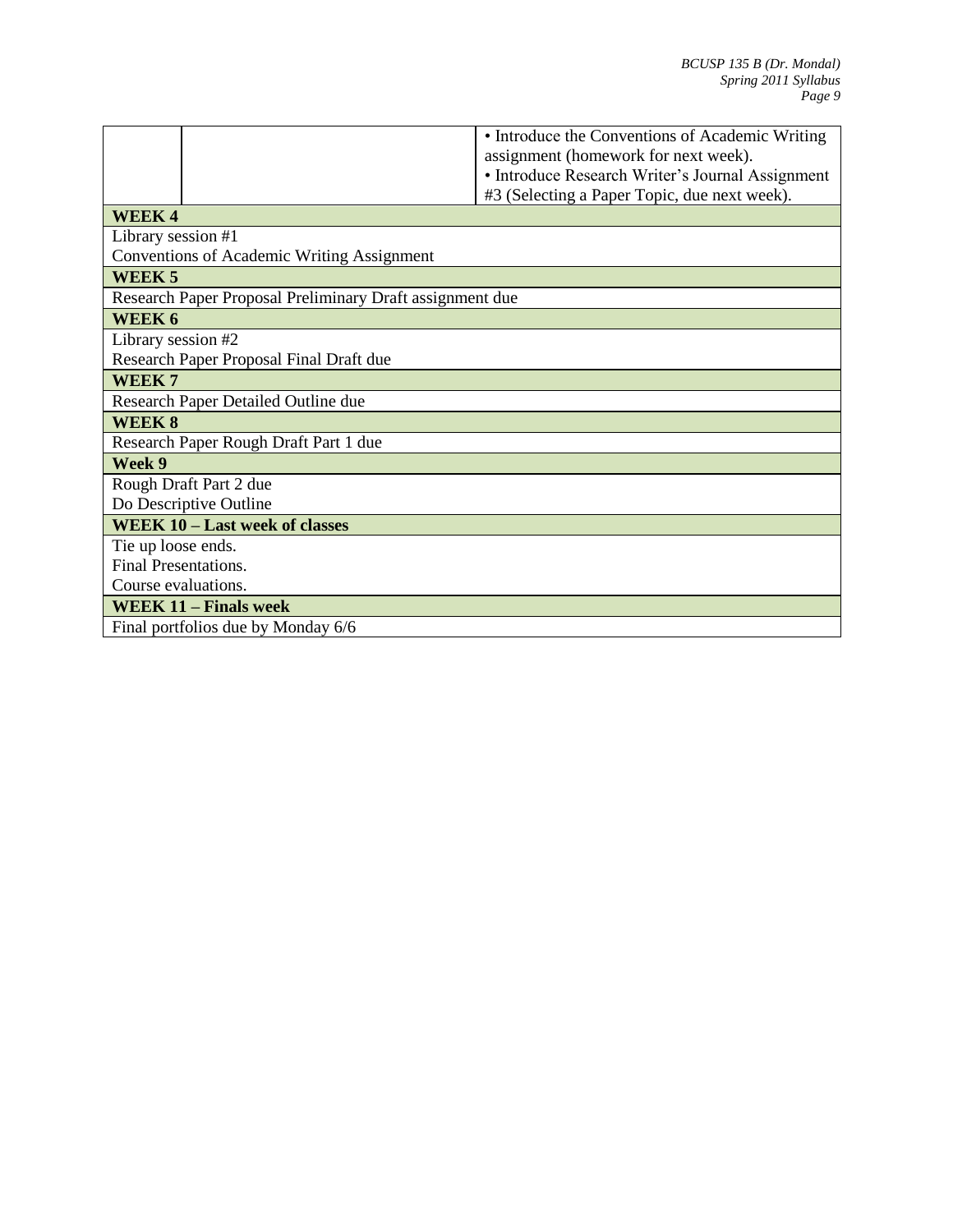| | | |
|---|---|---|
| | | • Introduce the Conventions of Academic Writing assignment (homework for next week).<br>• Introduce Research Writer's Journal Assignment #3 (Selecting a Paper Topic, due next week). |
| **WEEK 4** | | |
| Library session #1<br>Conventions of Academic Writing Assignment | | |
| **WEEK 5** | | |
| Research Paper Proposal Preliminary Draft assignment due | | |
| **WEEK 6** | | |
| Library session #2<br>Research Paper Proposal Final Draft due | | |
| **WEEK 7** | | |
| Research Paper Detailed Outline due | | |
| **WEEK 8** | | |
| Research Paper Rough Draft Part 1 due | | |
| **Week 9** | | |
| Rough Draft Part 2 due<br>Do Descriptive Outline | | |
| **WEEK 10 – Last week of classes** | | |
| Tie up loose ends.<br>Final Presentations.<br>Course evaluations. | | |
| **WEEK 11 – Finals week** | | |
| Final portfolios due by Monday 6/6 | | |